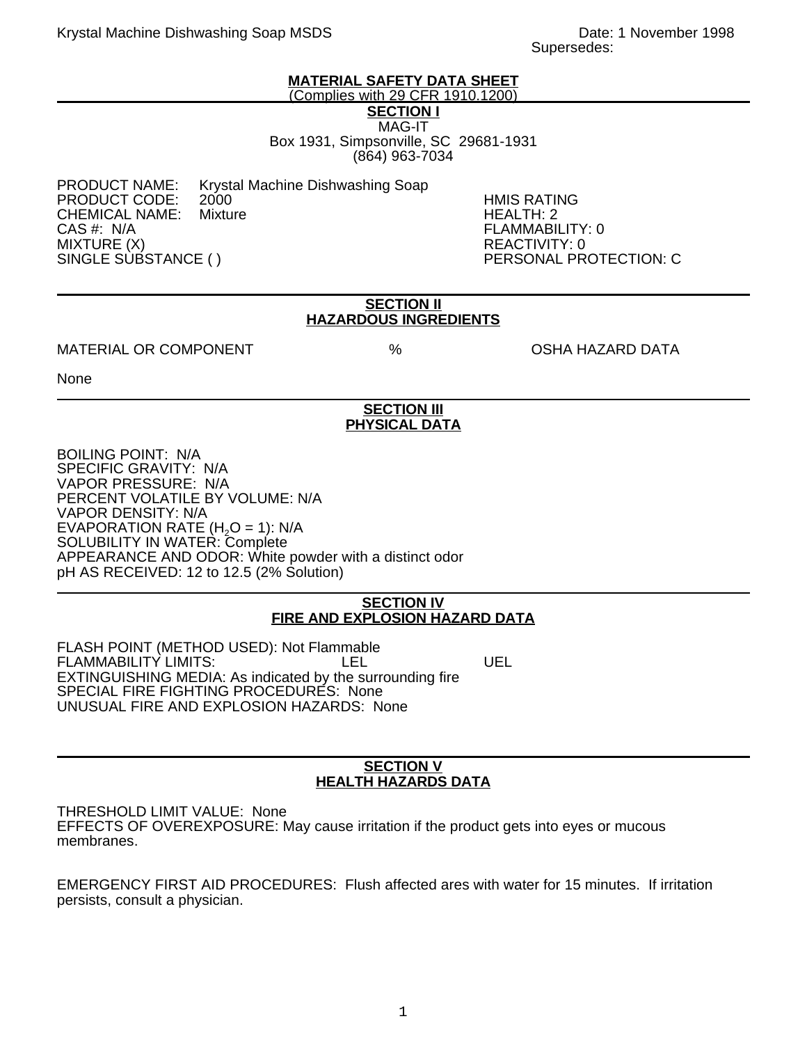Krystal Machine Dishwashing Soap MSDS

Date: 1 November 1998
Supersedes:

# MATERIAL SAFETY DATA SHEET

(Complies with 29 CFR 1910.1200)

## SECTION I

MAG-IT
Box 1931, Simpsonville, SC 29681-1931
(864) 963-7034

PRODUCT NAME: Krystal Machine Dishwashing Soap
PRODUCT CODE: 2000
CHEMICAL NAME: Mixture
CAS #: N/A
MIXTURE (X)
SINGLE SUBSTANCE ( )

HMIS RATING
HEALTH: 2
FLAMMABILITY: 0
REACTIVITY: 0
PERSONAL PROTECTION: C

## SECTION II
## HAZARDOUS INGREDIENTS

| MATERIAL OR COMPONENT | % | OSHA HAZARD DATA |
|---|---|---|
| None | | |

## SECTION III
## PHYSICAL DATA

BOILING POINT: N/A
SPECIFIC GRAVITY: N/A
VAPOR PRESSURE: N/A
PERCENT VOLATILE BY VOLUME: N/A
VAPOR DENSITY: N/A
EVAPORATION RATE ($H_2O$ = 1): N/A
SOLUBILITY IN WATER: Complete
APPEARANCE AND ODOR: White powder with a distinct odor
pH AS RECEIVED: 12 to 12.5 (2% Solution)

## SECTION IV
## FIRE AND EXPLOSION HAZARD DATA

FLASH POINT (METHOD USED): Not Flammable
FLAMMABILITY LIMITS: LEL UEL
EXTINGUISHING MEDIA: As indicated by the surrounding fire
SPECIAL FIRE FIGHTING PROCEDURES: None
UNUSUAL FIRE AND EXPLOSION HAZARDS: None

## SECTION V
## HEALTH HAZARDS DATA

THRESHOLD LIMIT VALUE: None
EFFECTS OF OVEREXPOSURE: May cause irritation if the product gets into eyes or mucous membranes.

EMERGENCY FIRST AID PROCEDURES: Flush affected ares with water for 15 minutes. If irritation persists, consult a physician.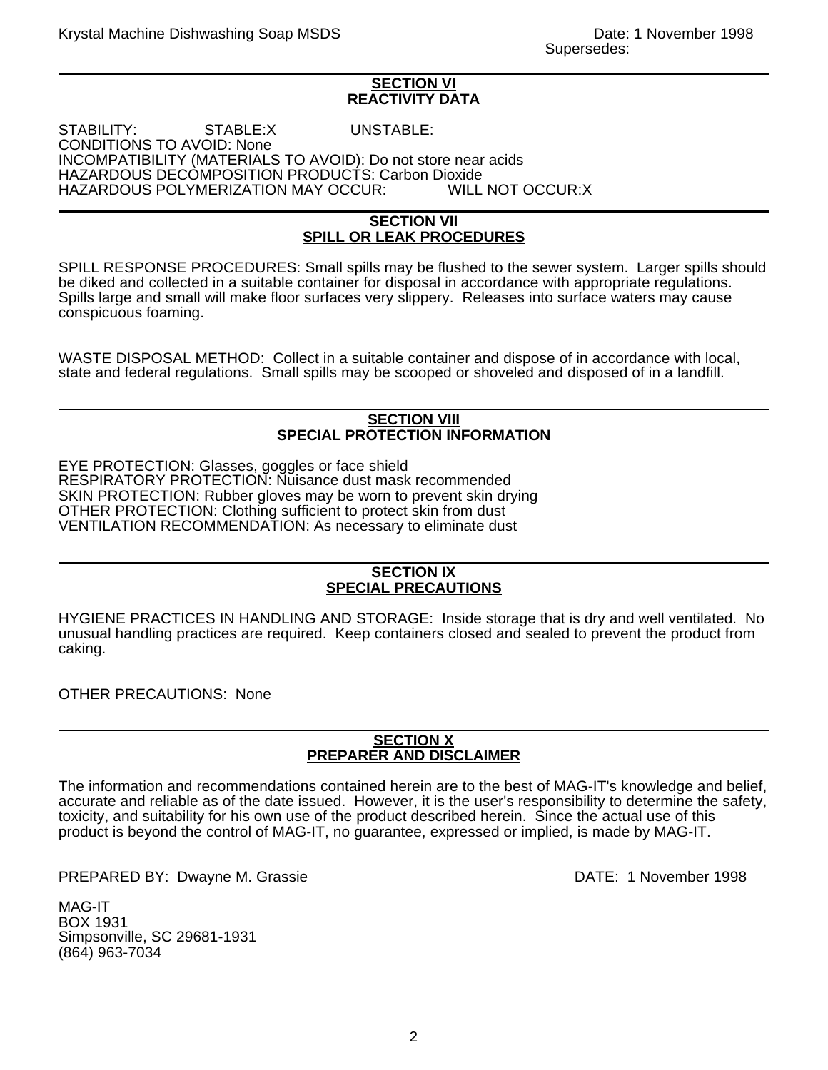## SECTION VI
## REACTIVITY DATA

STABILITY: STABLE:X UNSTABLE:
CONDITIONS TO AVOID: None
INCOMPATIBILITY (MATERIALS TO AVOID): Do not store near acids
HAZARDOUS DECOMPOSITION PRODUCTS: Carbon Dioxide
HAZARDOUS POLYMERIZATION MAY OCCUR: WILL NOT OCCUR:X

## SECTION VII
## SPILL OR LEAK PROCEDURES

SPILL RESPONSE PROCEDURES: Small spills may be flushed to the sewer system. Larger spills should be diked and collected in a suitable container for disposal in accordance with appropriate regulations. Spills large and small will make floor surfaces very slippery. Releases into surface waters may cause conspicuous foaming.

WASTE DISPOSAL METHOD: Collect in a suitable container and dispose of in accordance with local, state and federal regulations. Small spills may be scooped or shoveled and disposed of in a landfill.

## SECTION VIII
## SPECIAL PROTECTION INFORMATION

EYE PROTECTION: Glasses, goggles or face shield
RESPIRATORY PROTECTION: Nuisance dust mask recommended
SKIN PROTECTION: Rubber gloves may be worn to prevent skin drying
OTHER PROTECTION: Clothing sufficient to protect skin from dust
VENTILATION RECOMMENDATION: As necessary to eliminate dust

## SECTION IX
## SPECIAL PRECAUTIONS

HYGIENE PRACTICES IN HANDLING AND STORAGE: Inside storage that is dry and well ventilated. No unusual handling practices are required. Keep containers closed and sealed to prevent the product from caking.

OTHER PRECAUTIONS: None

## SECTION X
## PREPARER AND DISCLAIMER

The information and recommendations contained herein are to the best of MAG-IT's knowledge and belief, accurate and reliable as of the date issued. However, it is the user's responsibility to determine the safety, toxicity, and suitability for his own use of the product described herein. Since the actual use of this product is beyond the control of MAG-IT, no guarantee, expressed or implied, is made by MAG-IT.

PREPARED BY: Dwayne M. Grassie DATE: 1 November 1998

MAG-IT
BOX 1931
Simpsonville, SC 29681-1931
(864) 963-7034